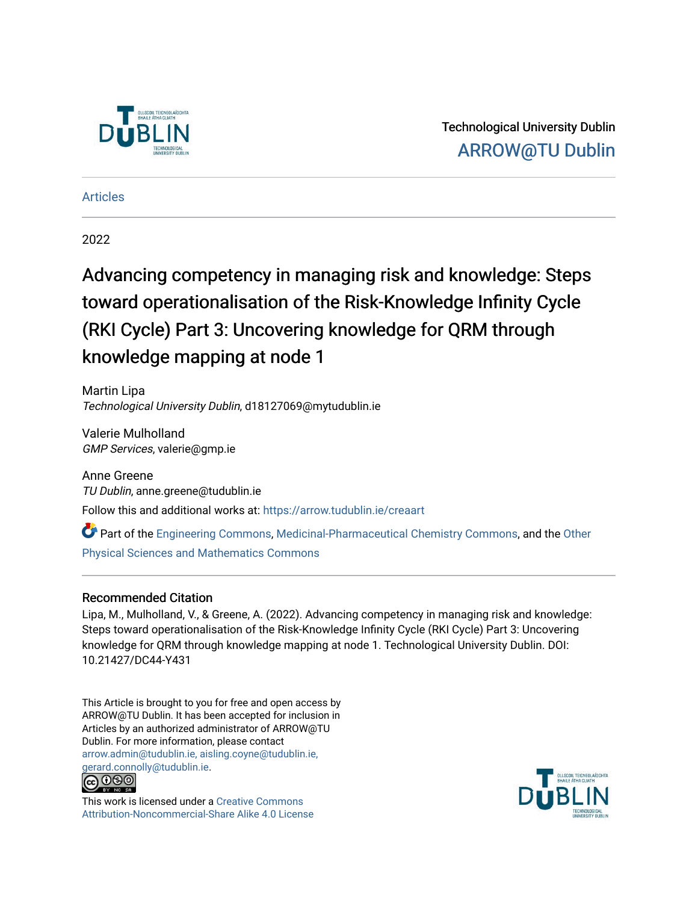Technological University Dublin

ARROW@TU Dublin

Articles

2022

# Advancing competency in managing risk and knowledge: Steps toward operationalisation of the Risk-Knowledge Infinity Cycle (RKI Cycle) Part 3: Uncovering knowledge for QRM through knowledge mapping at node 1

Martin Lipa
*Technological University Dublin*, d18127069@mytudublin.ie

Valerie Mulholland
*GMP Services*, valerie@gmp.ie

Anne Greene
*TU Dublin*, anne.greene@tudublin.ie

Follow this and additional works at: https://arrow.tudublin.ie/creaart

Part of the Engineering Commons, Medicinal-Pharmaceutical Chemistry Commons, and the Other Physical Sciences and Mathematics Commons

## Recommended Citation

Lipa, M., Mulholland, V., & Greene, A. (2022). Advancing competency in managing risk and knowledge: Steps toward operationalisation of the Risk-Knowledge Infinity Cycle (RKI Cycle) Part 3: Uncovering knowledge for QRM through knowledge mapping at node 1. Technological University Dublin. DOI: 10.21427/DC44-Y431

This Article is brought to you for free and open access by ARROW@TU Dublin. It has been accepted for inclusion in Articles by an authorized administrator of ARROW@TU Dublin. For more information, please contact arrow.admin@tudublin.ie, aisling.coyne@tudublin.ie, gerard.connolly@tudublin.ie.

This work is licensed under a Creative Commons Attribution-Noncommercial-Share Alike 4.0 License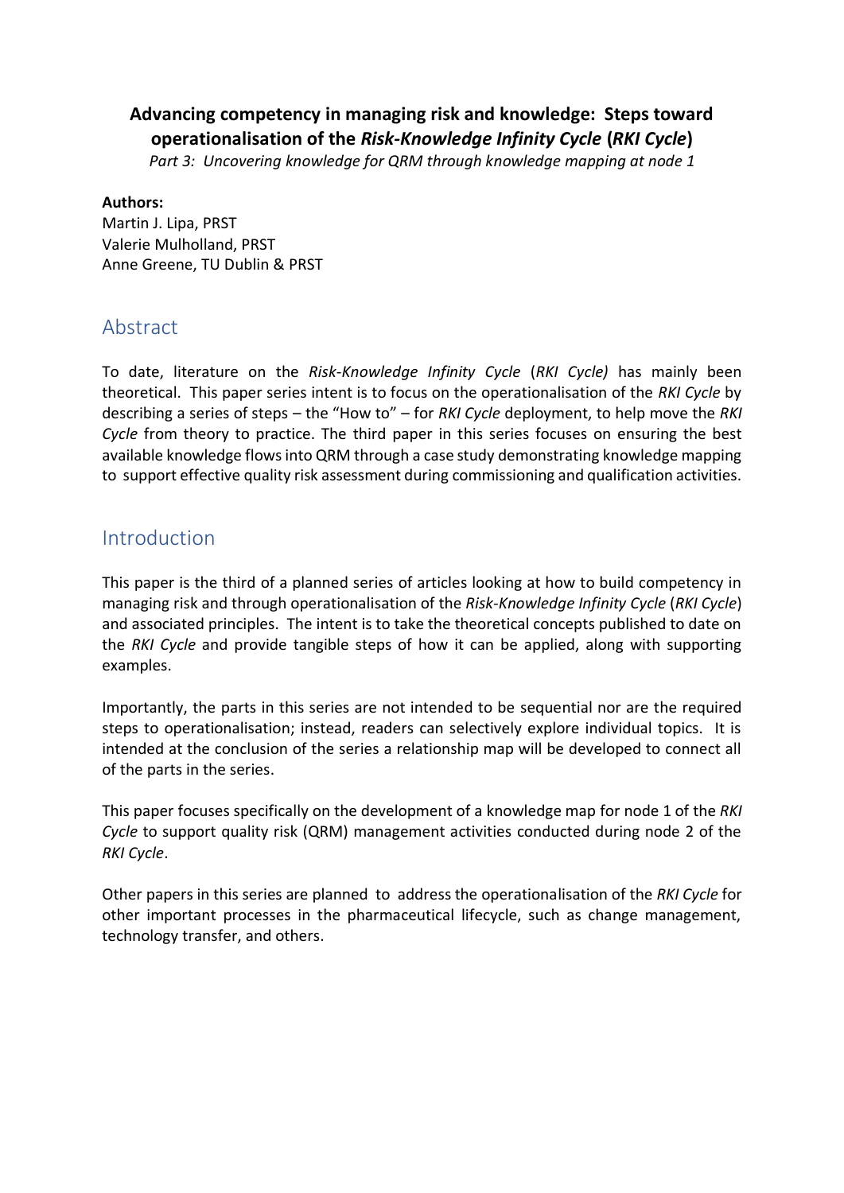**Advancing competency in managing risk and knowledge: Steps toward operationalisation of the *Risk-Knowledge Infinity Cycle* (*RKI Cycle*)**

*Part 3: Uncovering knowledge for QRM through knowledge mapping at node 1*

**Authors:**
Martin J. Lipa, PRST
Valerie Mulholland, PRST
Anne Greene, TU Dublin & PRST

## Abstract

To date, literature on the *Risk-Knowledge Infinity Cycle* (*RKI Cycle)* has mainly been theoretical. This paper series intent is to focus on the operationalisation of the *RKI Cycle* by describing a series of steps – the "How to" – for *RKI Cycle* deployment, to help move the *RKI Cycle* from theory to practice. The third paper in this series focuses on ensuring the best available knowledge flows into QRM through a case study demonstrating knowledge mapping to support effective quality risk assessment during commissioning and qualification activities.

## Introduction

This paper is the third of a planned series of articles looking at how to build competency in managing risk and through operationalisation of the *Risk-Knowledge Infinity Cycle* (*RKI Cycle*) and associated principles. The intent is to take the theoretical concepts published to date on the *RKI Cycle* and provide tangible steps of how it can be applied, along with supporting examples.

Importantly, the parts in this series are not intended to be sequential nor are the required steps to operationalisation; instead, readers can selectively explore individual topics. It is intended at the conclusion of the series a relationship map will be developed to connect all of the parts in the series.

This paper focuses specifically on the development of a knowledge map for node 1 of the *RKI Cycle* to support quality risk (QRM) management activities conducted during node 2 of the *RKI Cycle*.

Other papers in this series are planned to address the operationalisation of the *RKI Cycle* for other important processes in the pharmaceutical lifecycle, such as change management, technology transfer, and others.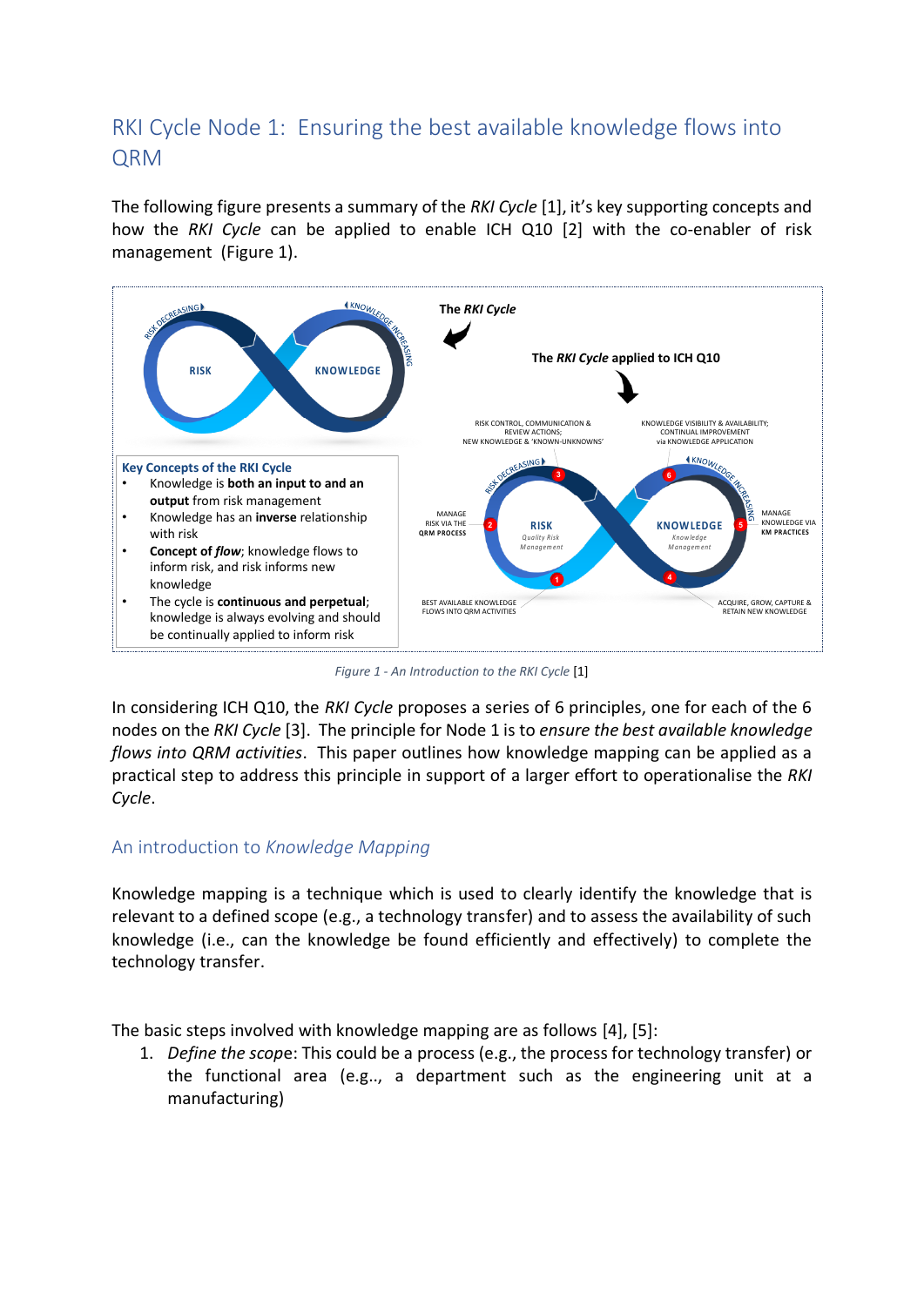## RKI Cycle Node 1: Ensuring the best available knowledge flows into QRM

The following figure presents a summary of the *RKI Cycle* [1], it's key supporting concepts and how the *RKI Cycle* can be applied to enable ICH Q10 [2] with the co-enabler of risk management (Figure 1).

**Key Concepts of the RKI Cycle**

- Knowledge is **both an input to and an output** from risk management
- Knowledge has an **inverse** relationship with risk
- **Concept of *flow***; knowledge flows to inform risk, and risk informs new knowledge
- The cycle is **continuous and perpetual**; knowledge is always evolving and should be continually applied to inform risk

*Figure 1 - An Introduction to the RKI Cycle* [1]

In considering ICH Q10, the *RKI Cycle* proposes a series of 6 principles, one for each of the 6 nodes on the *RKI Cycle* [3]. The principle for Node 1 is to *ensure the best available knowledge flows into QRM activities*. This paper outlines how knowledge mapping can be applied as a practical step to address this principle in support of a larger effort to operationalise the *RKI Cycle*.

### An introduction to *Knowledge Mapping*

Knowledge mapping is a technique which is used to clearly identify the knowledge that is relevant to a defined scope (e.g., a technology transfer) and to assess the availability of such knowledge (i.e., can the knowledge be found efficiently and effectively) to complete the technology transfer.

The basic steps involved with knowledge mapping are as follows [4], [5]:

1. *Define the scope*: This could be a process (e.g., the process for technology transfer) or the functional area (e.g.., a department such as the engineering unit at a manufacturing)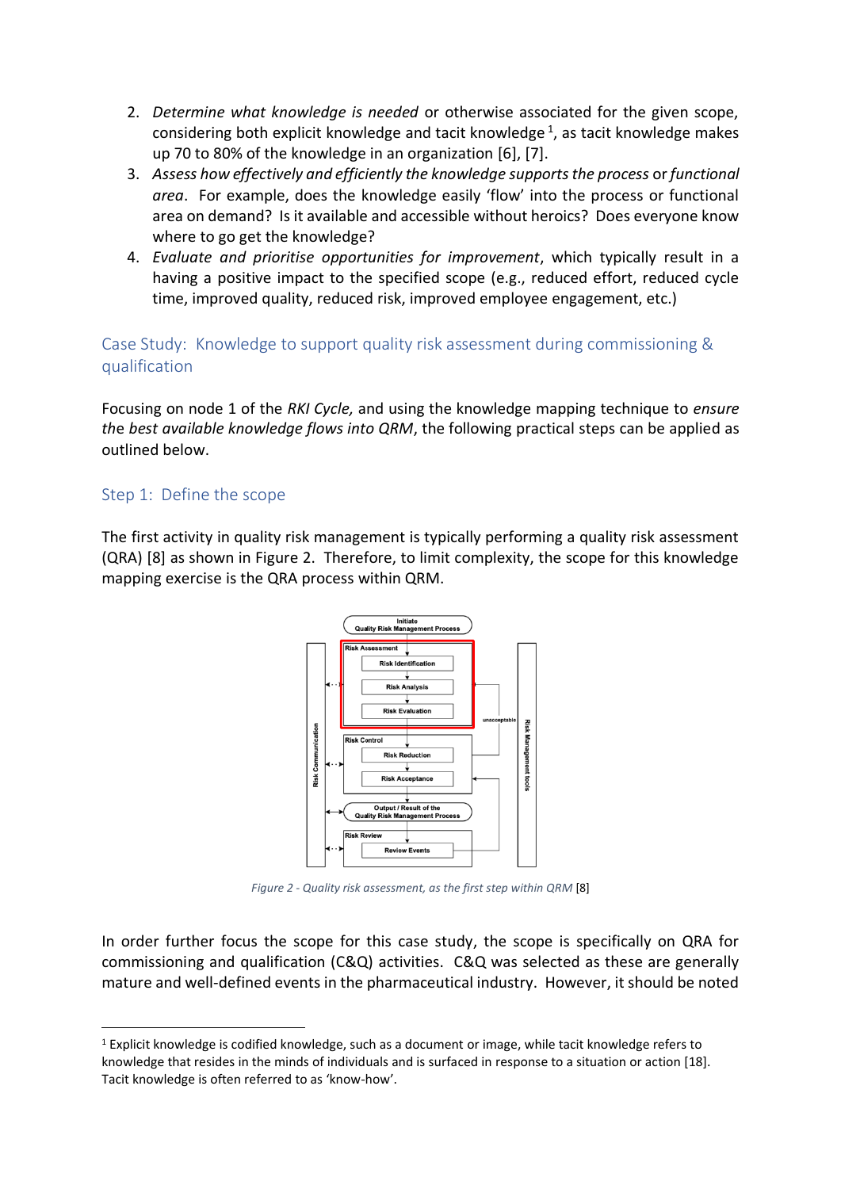2. *Determine what knowledge is needed* or otherwise associated for the given scope, considering both explicit knowledge and tacit knowledge [1], as tacit knowledge makes up 70 to 80% of the knowledge in an organization [6], [7].
3. *Assess how effectively and efficiently the knowledge supports the process* or *functional area*. For example, does the knowledge easily 'flow' into the process or functional area on demand? Is it available and accessible without heroics? Does everyone know where to go get the knowledge?
4. *Evaluate and prioritise opportunities for improvement*, which typically result in a having a positive impact to the specified scope (e.g., reduced effort, reduced cycle time, improved quality, reduced risk, improved employee engagement, etc.)

## Case Study: Knowledge to support quality risk assessment during commissioning & qualification

Focusing on node 1 of the *RKI Cycle,* and using the knowledge mapping technique to *ensure the best available knowledge flows into QRM*, the following practical steps can be applied as outlined below.

### Step 1: Define the scope

The first activity in quality risk management is typically performing a quality risk assessment (QRA) [8] as shown in Figure 2. Therefore, to limit complexity, the scope for this knowledge mapping exercise is the QRA process within QRM.

*Figure 2 - Quality risk assessment, as the first step within QRM* [8]

In order further focus the scope for this case study, the scope is specifically on QRA for commissioning and qualification (C&Q) activities. C&Q was selected as these are generally mature and well-defined events in the pharmaceutical industry. However, it should be noted

[1] Explicit knowledge is codified knowledge, such as a document or image, while tacit knowledge refers to knowledge that resides in the minds of individuals and is surfaced in response to a situation or action [18]. Tacit knowledge is often referred to as 'know-how'.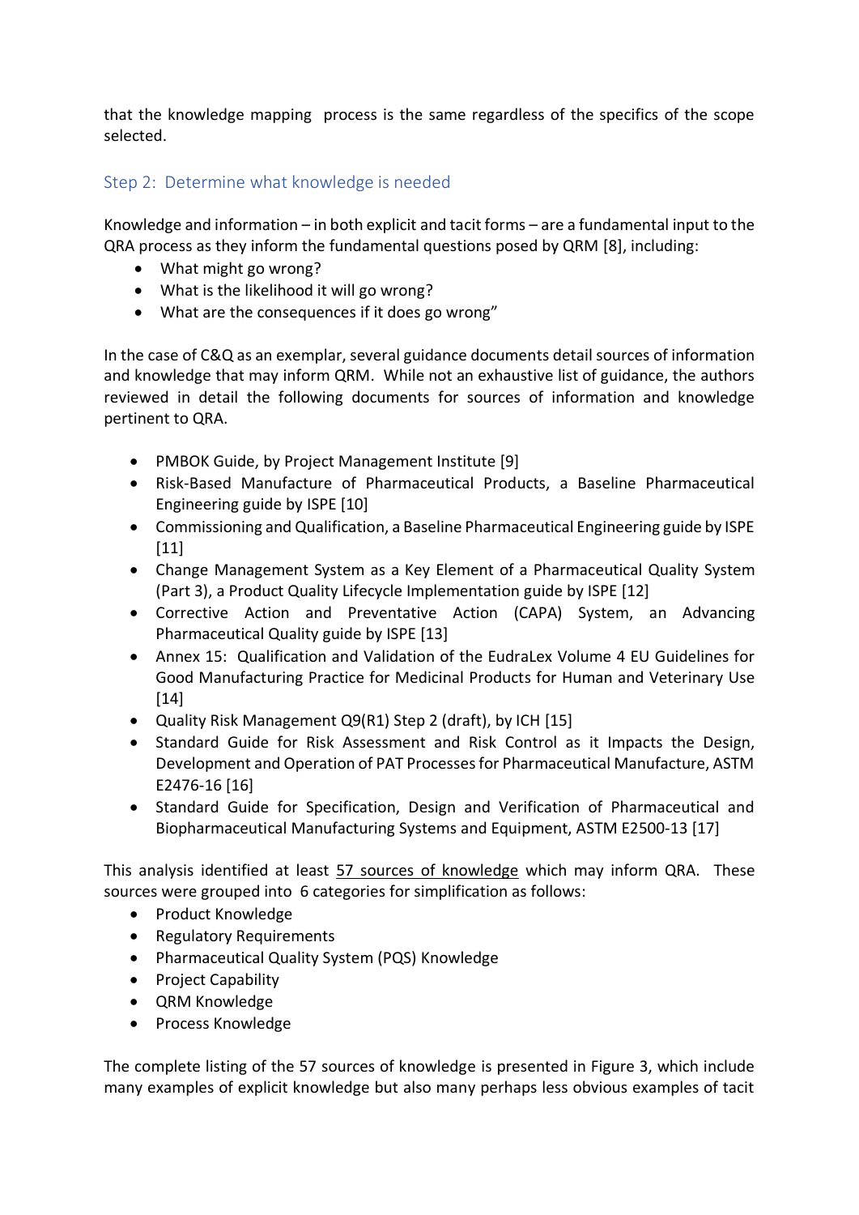that the knowledge mapping process is the same regardless of the specifics of the scope selected.

### Step 2: Determine what knowledge is needed

Knowledge and information – in both explicit and tacit forms – are a fundamental input to the QRA process as they inform the fundamental questions posed by QRM [8], including:

- What might go wrong?
- What is the likelihood it will go wrong?
- What are the consequences if it does go wrong"

In the case of C&Q as an exemplar, several guidance documents detail sources of information and knowledge that may inform QRM. While not an exhaustive list of guidance, the authors reviewed in detail the following documents for sources of information and knowledge pertinent to QRA.

- PMBOK Guide, by Project Management Institute [9]
- Risk-Based Manufacture of Pharmaceutical Products, a Baseline Pharmaceutical Engineering guide by ISPE [10]
- Commissioning and Qualification, a Baseline Pharmaceutical Engineering guide by ISPE [11]
- Change Management System as a Key Element of a Pharmaceutical Quality System (Part 3), a Product Quality Lifecycle Implementation guide by ISPE [12]
- Corrective Action and Preventative Action (CAPA) System, an Advancing Pharmaceutical Quality guide by ISPE [13]
- Annex 15: Qualification and Validation of the EudraLex Volume 4 EU Guidelines for Good Manufacturing Practice for Medicinal Products for Human and Veterinary Use [14]
- Quality Risk Management Q9(R1) Step 2 (draft), by ICH [15]
- Standard Guide for Risk Assessment and Risk Control as it Impacts the Design, Development and Operation of PAT Processes for Pharmaceutical Manufacture, ASTM E2476-16 [16]
- Standard Guide for Specification, Design and Verification of Pharmaceutical and Biopharmaceutical Manufacturing Systems and Equipment, ASTM E2500-13 [17]

This analysis identified at least 57 sources of knowledge which may inform QRA. These sources were grouped into 6 categories for simplification as follows:

- Product Knowledge
- Regulatory Requirements
- Pharmaceutical Quality System (PQS) Knowledge
- Project Capability
- QRM Knowledge
- Process Knowledge

The complete listing of the 57 sources of knowledge is presented in Figure 3, which include many examples of explicit knowledge but also many perhaps less obvious examples of tacit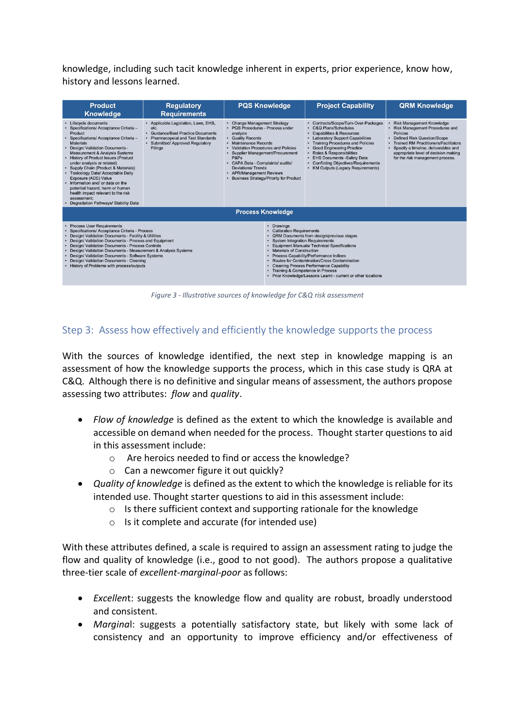knowledge, including such tacit knowledge inherent in experts, prior experience, know how, history and lessons learned.

| Product Knowledge | Regulatory Requirements | PQS Knowledge | Project Capability | QRM Knowledge |
|---|---|---|---|---|
| • Lifecycle documents<br>• Specifications/ Acceptance Criteria – Product<br>• Specifications/ Acceptance Criteria – Materials<br>• Design/ Validation Documents - Measurement & Analysis Systems<br>• History of Product Issues (Product under analysis or related)<br>• Supply Chain (Product & Materials)<br>• Toxicology Data/ Acceptable Daily Exposure (ADE) Value<br>• Information and/ or data on the potential hazard, harm or human health impact relevant to the risk assessment;<br>• Degradation Pathways/ Stability Data | • Applicable Legislation, Laws, EHS, etc.<br>• Guidance/Best Practice Documents<br>• Pharmacopeial and Test Standards<br>• Submitted/ Approved Regulatory Filings | • Change Management Strategy<br>• PQS Procedures - Process under analysis<br>• Quality Records<br>• Maintenance Records<br>• Validation Procedures and Policies<br>• Supplier Management/Procurement P&Ps<br>• CAPA Data - Complaints/ audits/ Deviations/ Trends<br>• APR/Management Reviews<br>• Business Strategy/Priority for Product | • Contracts/Scope/Turn-Over-Packages<br>• C&Q Plans/Schedules<br>• Capabilities & Resources<br>• Laboratory Support Capabilities<br>• Training Procedures and Policies<br>• Good Engineering Practice<br>• Roles & Responsibilities<br>• EHS Documents -Safety Data<br>• Conflicting Objectives/Requirements<br>• KM Outputs (Legacy Requirements) | • Risk Management Knowledge<br>• Risk Management Procedures and Policies<br>• Defined Risk Question/Scope<br>• Trained RM Practitioners/Facilitators<br>• Specify a timeline, deliverables and appropriate level of decision making for the risk management process. |

**Process Knowledge**

- Process User Requirements
- Specifications/ Acceptance Criteria - Process
- Design/ Validation Documents - Facility & Utilities
- Design/ Validation Documents - Process and Equipment
- Design/ Validation Documents - Process Controls
- Design/ Validation Documents - Measurement & Analysis Systems
- Design/ Validation Documents - Software Systems
- Design/ Validation Documents - Cleaning
- History of Problems with process/outputs
- Drawings
- Calibration Requirements
- QRM Documents from design/previous stages
- System Integration Requirements
- Equipment Manuals/ Technical Specifications
- Materials of Construction
- Process Capability/Performance Indices
- Routes for Contamination/Cross Contamination
- Cleaning Process Performance Capability
- Training & Competence in Process
- Prior Knowledge/Lessons Learnt - current or other locations

*Figure 3 - Illustrative sources of knowledge for C&Q risk assessment*

## Step 3: Assess how effectively and efficiently the knowledge supports the process

With the sources of knowledge identified, the next step in knowledge mapping is an assessment of how the knowledge supports the process, which in this case study is QRA at C&Q. Although there is no definitive and singular means of assessment, the authors propose assessing two attributes: *flow* and *quality*.

- *Flow of knowledge* is defined as the extent to which the knowledge is available and accessible on demand when needed for the process. Thought starter questions to aid in this assessment include:
  - Are heroics needed to find or access the knowledge?
  - Can a newcomer figure it out quickly?
- *Quality of knowledge* is defined as the extent to which the knowledge is reliable for its intended use. Thought starter questions to aid in this assessment include:
  - Is there sufficient context and supporting rationale for the knowledge
  - Is it complete and accurate (for intended use)

With these attributes defined, a scale is required to assign an assessment rating to judge the flow and quality of knowledge (i.e., good to not good). The authors propose a qualitative three-tier scale of *excellent-marginal-poor* as follows:

- *Excellent*: suggests the knowledge flow and quality are robust, broadly understood and consistent.
- *Marginal*: suggests a potentially satisfactory state, but likely with some lack of consistency and an opportunity to improve efficiency and/or effectiveness of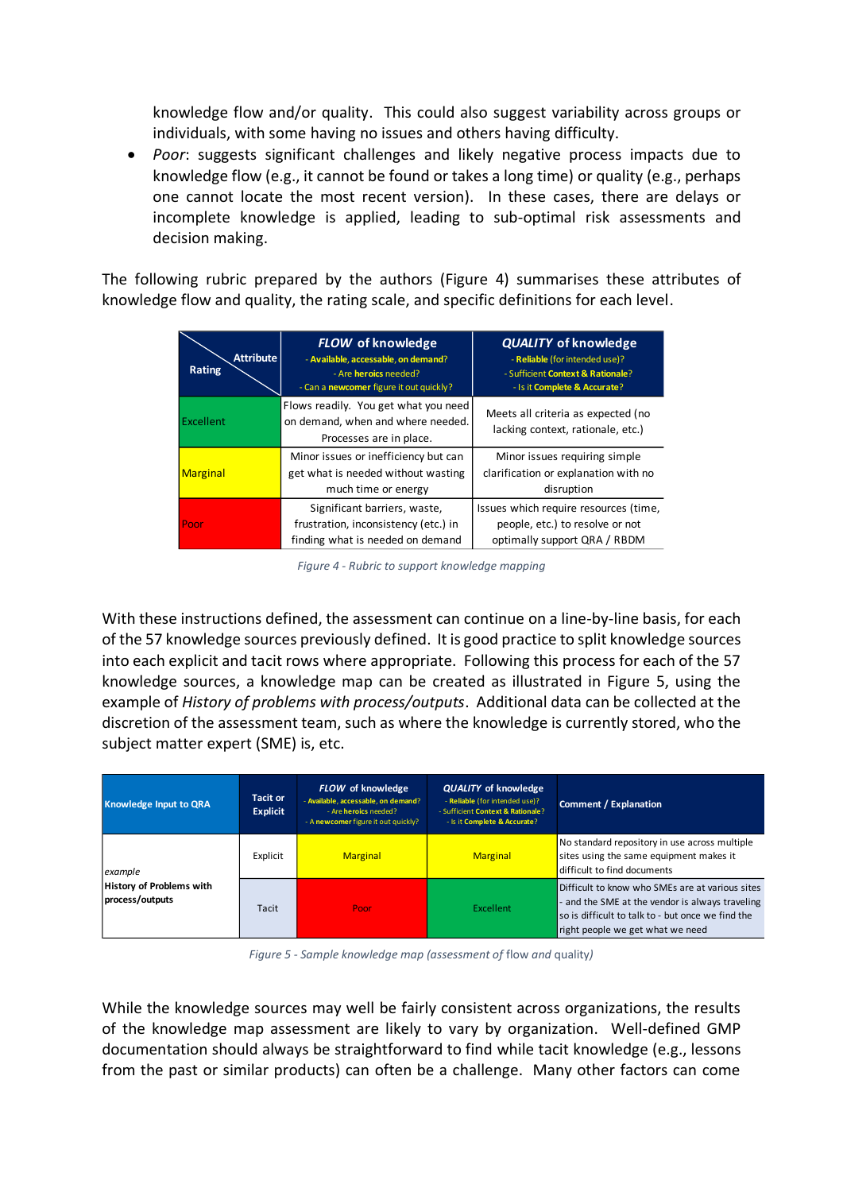knowledge flow and/or quality. This could also suggest variability across groups or individuals, with some having no issues and others having difficulty.

- *Poor*: suggests significant challenges and likely negative process impacts due to knowledge flow (e.g., it cannot be found or takes a long time) or quality (e.g., perhaps one cannot locate the most recent version). In these cases, there are delays or incomplete knowledge is applied, leading to sub-optimal risk assessments and decision making.

The following rubric prepared by the authors (Figure 4) summarises these attributes of knowledge flow and quality, the rating scale, and specific definitions for each level.

| Rating \ Attribute | *FLOW* of knowledge - Available, accessable, on demand? - Are heroics needed? - Can a newcomer figure it out quickly? | *QUALITY* of knowledge - Reliable (for intended use)? - Sufficient Context & Rationale? - Is it Complete & Accurate? |
|---|---|---|
| Excellent | Flows readily. You get what you need on demand, when and where needed. Processes are in place. | Meets all criteria as expected (no lacking context, rationale, etc.) |
| Marginal | Minor issues or inefficiency but can get what is needed without wasting much time or energy | Minor issues requiring simple clarification or explanation with no disruption |
| Poor | Significant barriers, waste, frustration, inconsistency (etc.) in finding what is needed on demand | Issues which require resources (time, people, etc.) to resolve or not optimally support QRA / RBDM |

*Figure 4 - Rubric to support knowledge mapping*

With these instructions defined, the assessment can continue on a line-by-line basis, for each of the 57 knowledge sources previously defined. It is good practice to split knowledge sources into each explicit and tacit rows where appropriate. Following this process for each of the 57 knowledge sources, a knowledge map can be created as illustrated in Figure 5, using the example of *History of problems with process/outputs*. Additional data can be collected at the discretion of the assessment team, such as where the knowledge is currently stored, who the subject matter expert (SME) is, etc.

| Knowledge Input to QRA | Tacit or Explicit | *FLOW* of knowledge - Available, accessable, on demand? - Are heroics needed? - A newcomer figure it out quickly? | *QUALITY* of knowledge - Reliable (for intended use)? - Sufficient Context & Rationale? - Is it Complete & Accurate? | Comment / Explanation |
|---|---|---|---|---|
| *example* **History of Problems with process/outputs** | Explicit | Marginal | Marginal | No standard repository in use across multiple sites using the same equipment makes it difficult to find documents |
| | Tacit | Poor | Excellent | Difficult to know who SMEs are at various sites - and the SME at the vendor is always traveling so is difficult to talk to - but once we find the right people we get what we need |

*Figure 5 - Sample knowledge map (assessment of flow and quality)*

While the knowledge sources may well be fairly consistent across organizations, the results of the knowledge map assessment are likely to vary by organization. Well-defined GMP documentation should always be straightforward to find while tacit knowledge (e.g., lessons from the past or similar products) can often be a challenge. Many other factors can come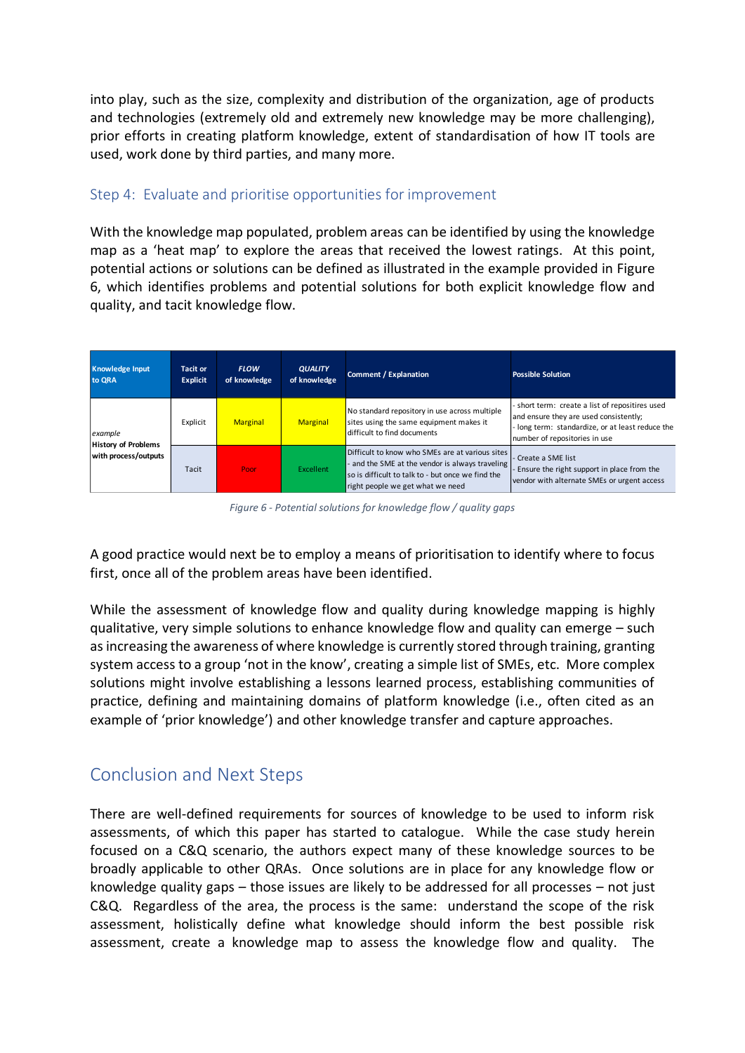into play, such as the size, complexity and distribution of the organization, age of products and technologies (extremely old and extremely new knowledge may be more challenging), prior efforts in creating platform knowledge, extent of standardisation of how IT tools are used, work done by third parties, and many more.

### Step 4: Evaluate and prioritise opportunities for improvement

With the knowledge map populated, problem areas can be identified by using the knowledge map as a 'heat map' to explore the areas that received the lowest ratings. At this point, potential actions or solutions can be defined as illustrated in the example provided in Figure 6, which identifies problems and potential solutions for both explicit knowledge flow and quality, and tacit knowledge flow.

| Knowledge Input to QRA | Tacit or Explicit | *FLOW* of knowledge | *QUALITY* of knowledge | Comment / Explanation | Possible Solution |
|---|---|---|---|---|---|
| *example* **History of Problems with process/outputs** | Explicit | Marginal | Marginal | No standard repository in use across multiple sites using the same equipment makes it difficult to find documents | - short term: create a list of repositires used and ensure they are used consistently; - long term: standardize, or at least reduce the number of repositories in use |
| | Tacit | Poor | Excellent | Difficult to know who SMEs are at various sites - and the SME at the vendor is always traveling so is difficult to talk to - but once we find the right people we get what we need | - Create a SME list - Ensure the right support in place from the vendor with alternate SMEs or urgent access |

*Figure 6 - Potential solutions for knowledge flow / quality gaps*

A good practice would next be to employ a means of prioritisation to identify where to focus first, once all of the problem areas have been identified.

While the assessment of knowledge flow and quality during knowledge mapping is highly qualitative, very simple solutions to enhance knowledge flow and quality can emerge – such as increasing the awareness of where knowledge is currently stored through training, granting system access to a group 'not in the know', creating a simple list of SMEs, etc. More complex solutions might involve establishing a lessons learned process, establishing communities of practice, defining and maintaining domains of platform knowledge (i.e., often cited as an example of 'prior knowledge') and other knowledge transfer and capture approaches.

## Conclusion and Next Steps

There are well-defined requirements for sources of knowledge to be used to inform risk assessments, of which this paper has started to catalogue. While the case study herein focused on a C&Q scenario, the authors expect many of these knowledge sources to be broadly applicable to other QRAs. Once solutions are in place for any knowledge flow or knowledge quality gaps – those issues are likely to be addressed for all processes – not just C&Q. Regardless of the area, the process is the same: understand the scope of the risk assessment, holistically define what knowledge should inform the best possible risk assessment, create a knowledge map to assess the knowledge flow and quality. The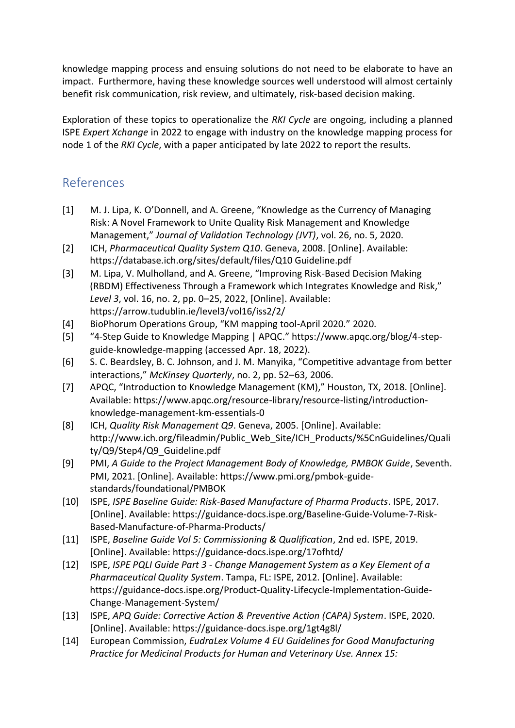knowledge mapping process and ensuing solutions do not need to be elaborate to have an impact. Furthermore, having these knowledge sources well understood will almost certainly benefit risk communication, risk review, and ultimately, risk-based decision making.

Exploration of these topics to operationalize the *RKI Cycle* are ongoing, including a planned ISPE *Expert Xchange* in 2022 to engage with industry on the knowledge mapping process for node 1 of the *RKI Cycle*, with a paper anticipated by late 2022 to report the results.

## References

[1] M. J. Lipa, K. O'Donnell, and A. Greene, "Knowledge as the Currency of Managing Risk: A Novel Framework to Unite Quality Risk Management and Knowledge Management," *Journal of Validation Technology (JVT)*, vol. 26, no. 5, 2020.

[2] ICH, *Pharmaceutical Quality System Q10*. Geneva, 2008. [Online]. Available: https://database.ich.org/sites/default/files/Q10 Guideline.pdf

[3] M. Lipa, V. Mulholland, and A. Greene, "Improving Risk-Based Decision Making (RBDM) Effectiveness Through a Framework which Integrates Knowledge and Risk," *Level 3*, vol. 16, no. 2, pp. 0–25, 2022, [Online]. Available: https://arrow.tudublin.ie/level3/vol16/iss2/2/

[4] BioPhorum Operations Group, "KM mapping tool-April 2020." 2020.

[5] "4-Step Guide to Knowledge Mapping | APQC." https://www.apqc.org/blog/4-step-guide-knowledge-mapping (accessed Apr. 18, 2022).

[6] S. C. Beardsley, B. C. Johnson, and J. M. Manyika, "Competitive advantage from better interactions," *McKinsey Quarterly*, no. 2, pp. 52–63, 2006.

[7] APQC, "Introduction to Knowledge Management (KM)," Houston, TX, 2018. [Online]. Available: https://www.apqc.org/resource-library/resource-listing/introduction-knowledge-management-km-essentials-0

[8] ICH, *Quality Risk Management Q9*. Geneva, 2005. [Online]. Available: http://www.ich.org/fileadmin/Public_Web_Site/ICH_Products/%5CnGuidelines/Quality/Q9/Step4/Q9_Guideline.pdf

[9] PMI, *A Guide to the Project Management Body of Knowledge, PMBOK Guide*, Seventh. PMI, 2021. [Online]. Available: https://www.pmi.org/pmbok-guide-standards/foundational/PMBOK

[10] ISPE, *ISPE Baseline Guide: Risk-Based Manufacture of Pharma Products*. ISPE, 2017. [Online]. Available: https://guidance-docs.ispe.org/Baseline-Guide-Volume-7-Risk-Based-Manufacture-of-Pharma-Products/

[11] ISPE, *Baseline Guide Vol 5: Commissioning & Qualification*, 2nd ed. ISPE, 2019. [Online]. Available: https://guidance-docs.ispe.org/17ofhtd/

[12] ISPE, *ISPE PQLI Guide Part 3 - Change Management System as a Key Element of a Pharmaceutical Quality System*. Tampa, FL: ISPE, 2012. [Online]. Available: https://guidance-docs.ispe.org/Product-Quality-Lifecycle-Implementation-Guide-Change-Management-System/

[13] ISPE, *APQ Guide: Corrective Action & Preventive Action (CAPA) System*. ISPE, 2020. [Online]. Available: https://guidance-docs.ispe.org/1gt4g8l/

[14] European Commission, *EudraLex Volume 4 EU Guidelines for Good Manufacturing Practice for Medicinal Products for Human and Veterinary Use. Annex 15:*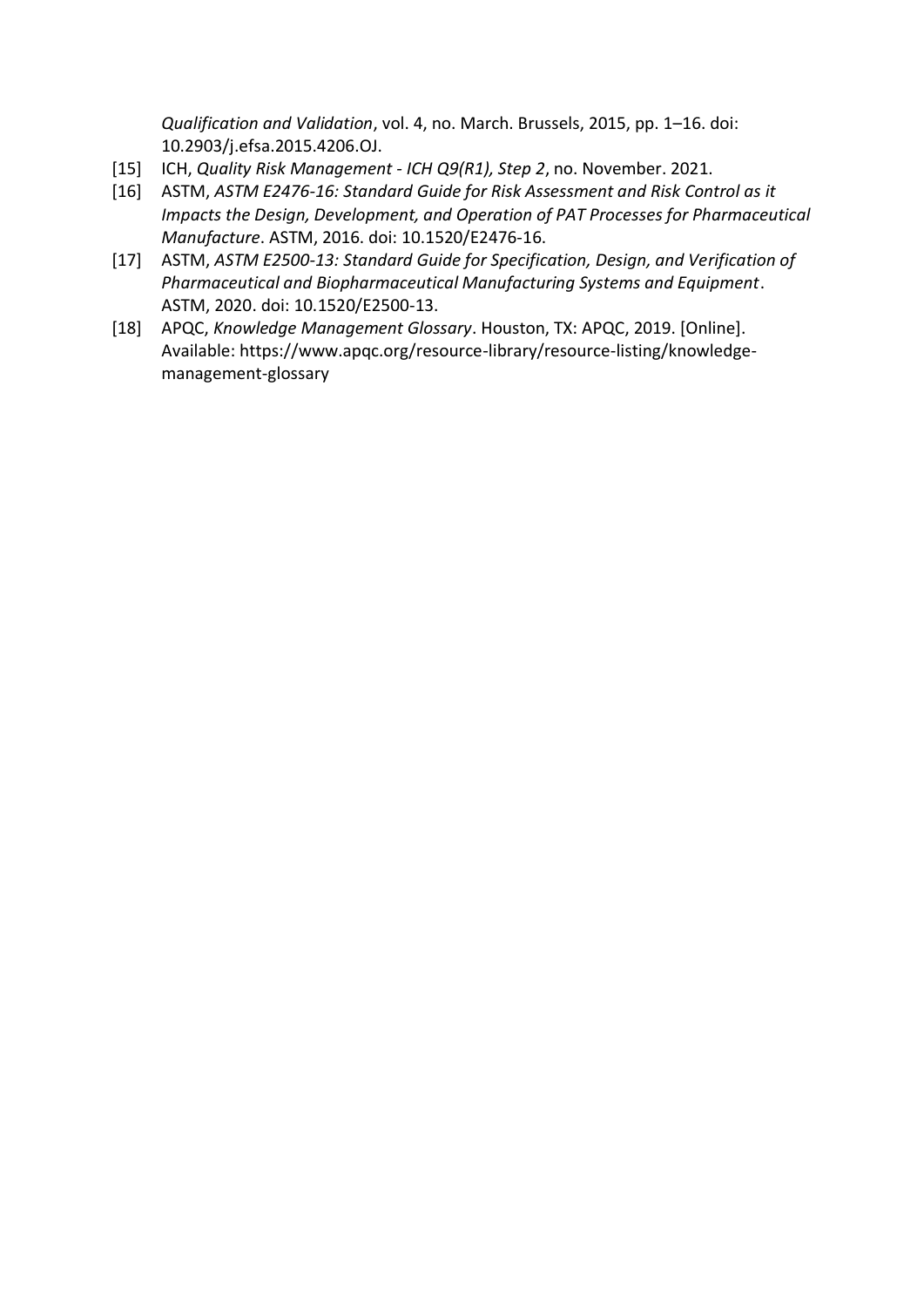*Qualification and Validation*, vol. 4, no. March. Brussels, 2015, pp. 1–16. doi: 10.2903/j.efsa.2015.4206.OJ.

[15] ICH, *Quality Risk Management - ICH Q9(R1), Step 2*, no. November. 2021.

[16] ASTM, *ASTM E2476-16: Standard Guide for Risk Assessment and Risk Control as it Impacts the Design, Development, and Operation of PAT Processes for Pharmaceutical Manufacture*. ASTM, 2016. doi: 10.1520/E2476-16.

[17] ASTM, *ASTM E2500-13: Standard Guide for Specification, Design, and Verification of Pharmaceutical and Biopharmaceutical Manufacturing Systems and Equipment*. ASTM, 2020. doi: 10.1520/E2500-13.

[18] APQC, *Knowledge Management Glossary*. Houston, TX: APQC, 2019. [Online]. Available: https://www.apqc.org/resource-library/resource-listing/knowledge-management-glossary